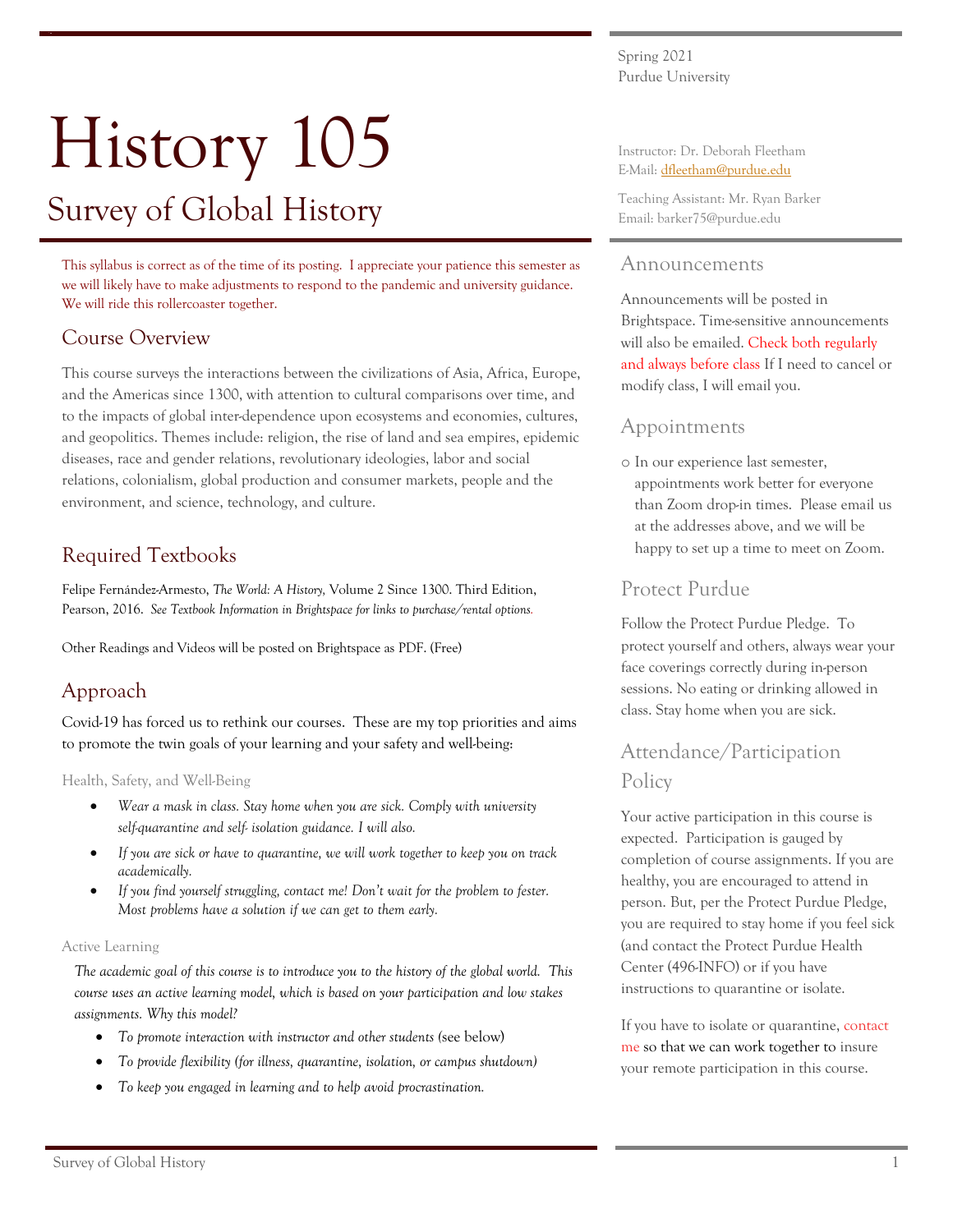# History 105

## Survey of Global History

Spring 2021
Purdue University

Instructor: Dr. Deborah Fleetham
E-Mail: dfleetham@purdue.edu

Teaching Assistant: Mr. Ryan Barker
Email: barker75@purdue.edu

This syllabus is correct as of the time of its posting. I appreciate your patience this semester as we will likely have to make adjustments to respond to the pandemic and university guidance. We will ride this rollercoaster together.

### Course Overview

This course surveys the interactions between the civilizations of Asia, Africa, Europe, and the Americas since 1300, with attention to cultural comparisons over time, and to the impacts of global inter-dependence upon ecosystems and economies, cultures, and geopolitics. Themes include: religion, the rise of land and sea empires, epidemic diseases, race and gender relations, revolutionary ideologies, labor and social relations, colonialism, global production and consumer markets, people and the environment, and science, technology, and culture.

### Required Textbooks

Felipe Fernández-Armesto, *The World: A History,* Volume 2 Since 1300. Third Edition, Pearson, 2016. *See Textbook Information in Brightspace for links to purchase/rental options.*

Other Readings and Videos will be posted on Brightspace as PDF. (Free)

### Approach

Covid-19 has forced us to rethink our courses. These are my top priorities and aims to promote the twin goals of your learning and your safety and well-being:

#### Health, Safety, and Well-Being

- *Wear a mask in class. Stay home when you are sick. Comply with university self-quarantine and self- isolation guidance. I will also.*
- *If you are sick or have to quarantine, we will work together to keep you on track academically.*
- *If you find yourself struggling, contact me! Don't wait for the problem to fester. Most problems have a solution if we can get to them early.*

#### Active Learning

*The academic goal of this course is to introduce you to the history of the global world. This course uses an active learning model, which is based on your participation and low stakes assignments. Why this model?*

- *To promote interaction with instructor and other students* (see below)
- *To provide flexibility (for illness, quarantine, isolation, or campus shutdown)*
- *To keep you engaged in learning and to help avoid procrastination.*

### Announcements

Announcements will be posted in Brightspace. Time-sensitive announcements will also be emailed. Check both regularly and always before class If I need to cancel or modify class, I will email you.

### Appointments

- In our experience last semester, appointments work better for everyone than Zoom drop-in times. Please email us at the addresses above, and we will be happy to set up a time to meet on Zoom.

### Protect Purdue

Follow the Protect Purdue Pledge. To protect yourself and others, always wear your face coverings correctly during in-person sessions. No eating or drinking allowed in class. Stay home when you are sick.

### Attendance/Participation Policy

Your active participation in this course is expected. Participation is gauged by completion of course assignments. If you are healthy, you are encouraged to attend in person. But, per the Protect Purdue Pledge, you are required to stay home if you feel sick (and contact the Protect Purdue Health Center (496-INFO) or if you have instructions to quarantine or isolate.

If you have to isolate or quarantine, contact me so that we can work together to insure your remote participation in this course.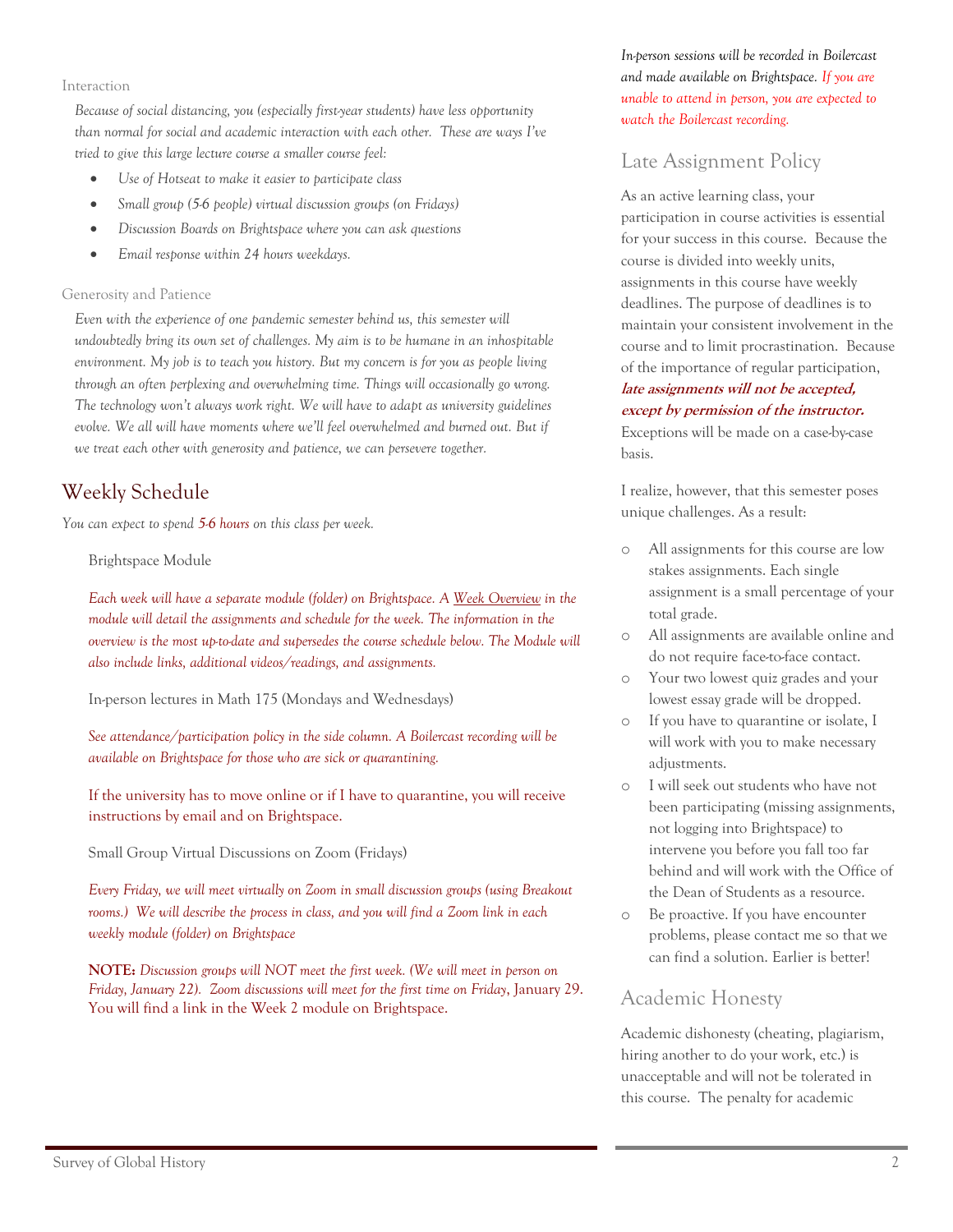### Interaction

*Because of social distancing, you (especially first-year students) have less opportunity than normal for social and academic interaction with each other. These are ways I've tried to give this large lecture course a smaller course feel:*

- *Use of Hotseat to make it easier to participate class*
- *Small group (5-6 people) virtual discussion groups (on Fridays)*
- *Discussion Boards on Brightspace where you can ask questions*
- *Email response within 24 hours weekdays.*

### Generosity and Patience

*Even with the experience of one pandemic semester behind us, this semester will undoubtedly bring its own set of challenges. My aim is to be humane in an inhospitable environment. My job is to teach you history. But my concern is for you as people living through an often perplexing and overwhelming time. Things will occasionally go wrong. The technology won't always work right. We will have to adapt as university guidelines evolve. We all will have moments where we'll feel overwhelmed and burned out. But if we treat each other with generosity and patience, we can persevere together.*

## Weekly Schedule

*You can expect to spend 5-6 hours on this class per week.*

Brightspace Module

*Each week will have a separate module (folder) on Brightspace. A Week Overview in the module will detail the assignments and schedule for the week. The information in the overview is the most up-to-date and supersedes the course schedule below. The Module will also include links, additional videos/readings, and assignments.*

In-person lectures in Math 175 (Mondays and Wednesdays)

*See attendance/participation policy in the side column. A Boilercast recording will be available on Brightspace for those who are sick or quarantining.*

If the university has to move online or if I have to quarantine, you will receive instructions by email and on Brightspace.

Small Group Virtual Discussions on Zoom (Fridays)

*Every Friday, we will meet virtually on Zoom in small discussion groups (using Breakout rooms.) We will describe the process in class, and you will find a Zoom link in each weekly module (folder) on Brightspace*

**NOTE:** *Discussion groups will NOT meet the first week. (We will meet in person on Friday, January 22). Zoom discussions will meet for the first time on Friday*, January 29. You will find a link in the Week 2 module on Brightspace.

*In-person sessions will be recorded in Boilercast and made available on Brightspace. If you are unable to attend in person, you are expected to watch the Boilercast recording.*

## Late Assignment Policy

As an active learning class, your participation in course activities is essential for your success in this course. Because the course is divided into weekly units, assignments in this course have weekly deadlines. The purpose of deadlines is to maintain your consistent involvement in the course and to limit procrastination. Because of the importance of regular participation, ***late assignments will not be accepted, except by permission of the instructor.*** Exceptions will be made on a case-by-case basis.

I realize, however, that this semester poses unique challenges. As a result:

- All assignments for this course are low stakes assignments. Each single assignment is a small percentage of your total grade.
- All assignments are available online and do not require face-to-face contact.
- Your two lowest quiz grades and your lowest essay grade will be dropped.
- If you have to quarantine or isolate, I will work with you to make necessary adjustments.
- I will seek out students who have not been participating (missing assignments, not logging into Brightspace) to intervene you before you fall too far behind and will work with the Office of the Dean of Students as a resource.
- Be proactive. If you have encounter problems, please contact me so that we can find a solution. Earlier is better!

## Academic Honesty

Academic dishonesty (cheating, plagiarism, hiring another to do your work, etc.) is unacceptable and will not be tolerated in this course. The penalty for academic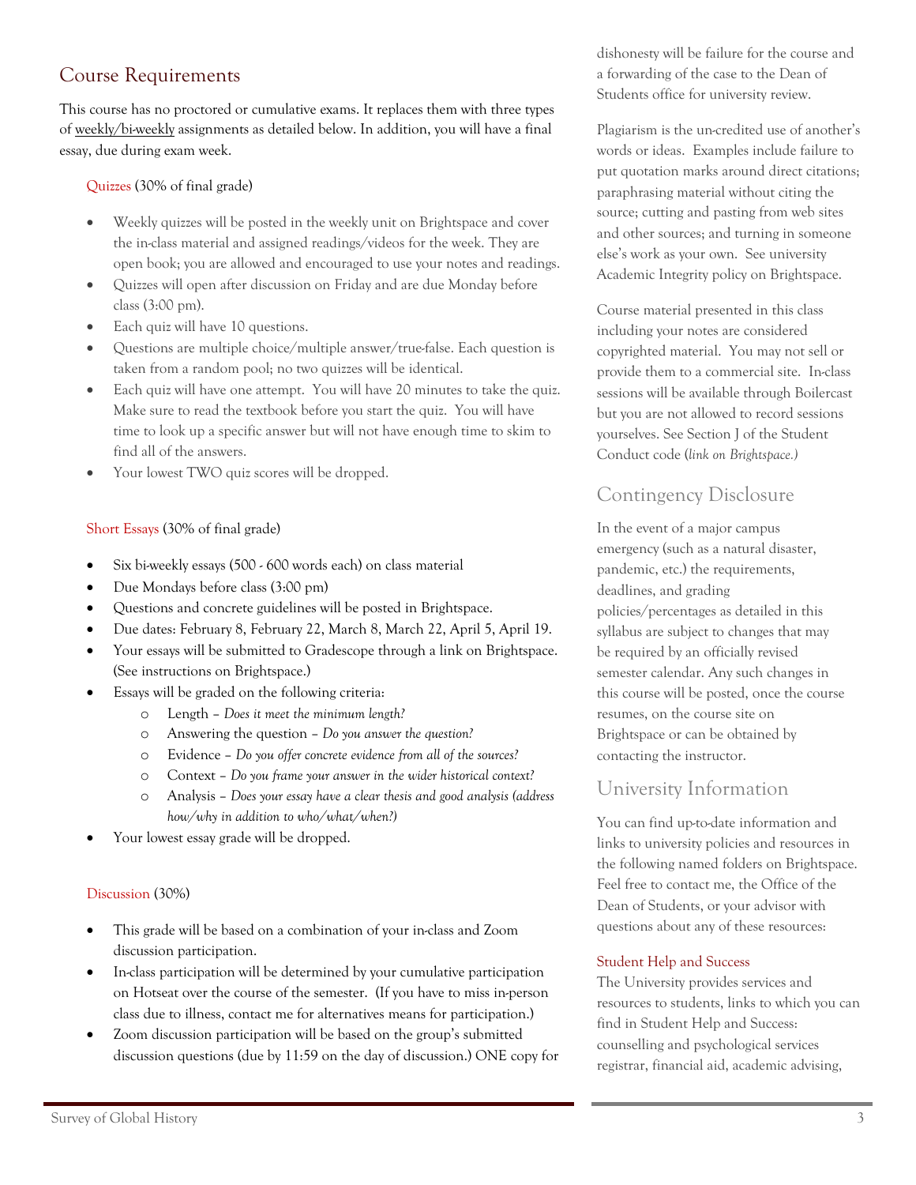## Course Requirements

This course has no proctored or cumulative exams. It replaces them with three types of weekly/bi-weekly assignments as detailed below. In addition, you will have a final essay, due during exam week.

### Quizzes (30% of final grade)

- Weekly quizzes will be posted in the weekly unit on Brightspace and cover the in-class material and assigned readings/videos for the week. They are open book; you are allowed and encouraged to use your notes and readings.
- Quizzes will open after discussion on Friday and are due Monday before class (3:00 pm).
- Each quiz will have 10 questions.
- Questions are multiple choice/multiple answer/true-false. Each question is taken from a random pool; no two quizzes will be identical.
- Each quiz will have one attempt. You will have 20 minutes to take the quiz. Make sure to read the textbook before you start the quiz. You will have time to look up a specific answer but will not have enough time to skim to find all of the answers.
- Your lowest TWO quiz scores will be dropped.

### Short Essays (30% of final grade)

- Six bi-weekly essays (500 - 600 words each) on class material
- Due Mondays before class (3:00 pm)
- Questions and concrete guidelines will be posted in Brightspace.
- Due dates: February 8, February 22, March 8, March 22, April 5, April 19.
- Your essays will be submitted to Gradescope through a link on Brightspace. (See instructions on Brightspace.)
- Essays will be graded on the following criteria:
  - Length – *Does it meet the minimum length?*
  - Answering the question – *Do you answer the question?*
  - Evidence – *Do you offer concrete evidence from all of the sources?*
  - Context – *Do you frame your answer in the wider historical context?*
  - Analysis – *Does your essay have a clear thesis and good analysis (address how/why in addition to who/what/when?)*
- Your lowest essay grade will be dropped.

### Discussion (30%)

- This grade will be based on a combination of your in-class and Zoom discussion participation.
- In-class participation will be determined by your cumulative participation on Hotseat over the course of the semester. (If you have to miss in-person class due to illness, contact me for alternatives means for participation.)
- Zoom discussion participation will be based on the group's submitted discussion questions (due by 11:59 on the day of discussion.) ONE copy for

dishonesty will be failure for the course and a forwarding of the case to the Dean of Students office for university review.

Plagiarism is the un-credited use of another's words or ideas. Examples include failure to put quotation marks around direct citations; paraphrasing material without citing the source; cutting and pasting from web sites and other sources; and turning in someone else's work as your own. See university Academic Integrity policy on Brightspace.

Course material presented in this class including your notes are considered copyrighted material. You may not sell or provide them to a commercial site. In-class sessions will be available through Boilercast but you are not allowed to record sessions yourselves. See Section J of the Student Conduct code (*link on Brightspace.)*

## Contingency Disclosure

In the event of a major campus emergency (such as a natural disaster, pandemic, etc.) the requirements, deadlines, and grading policies/percentages as detailed in this syllabus are subject to changes that may be required by an officially revised semester calendar. Any such changes in this course will be posted, once the course resumes, on the course site on Brightspace or can be obtained by contacting the instructor.

## University Information

You can find up-to-date information and links to university policies and resources in the following named folders on Brightspace. Feel free to contact me, the Office of the Dean of Students, or your advisor with questions about any of these resources:

### Student Help and Success

The University provides services and resources to students, links to which you can find in Student Help and Success: counselling and psychological services registrar, financial aid, academic advising,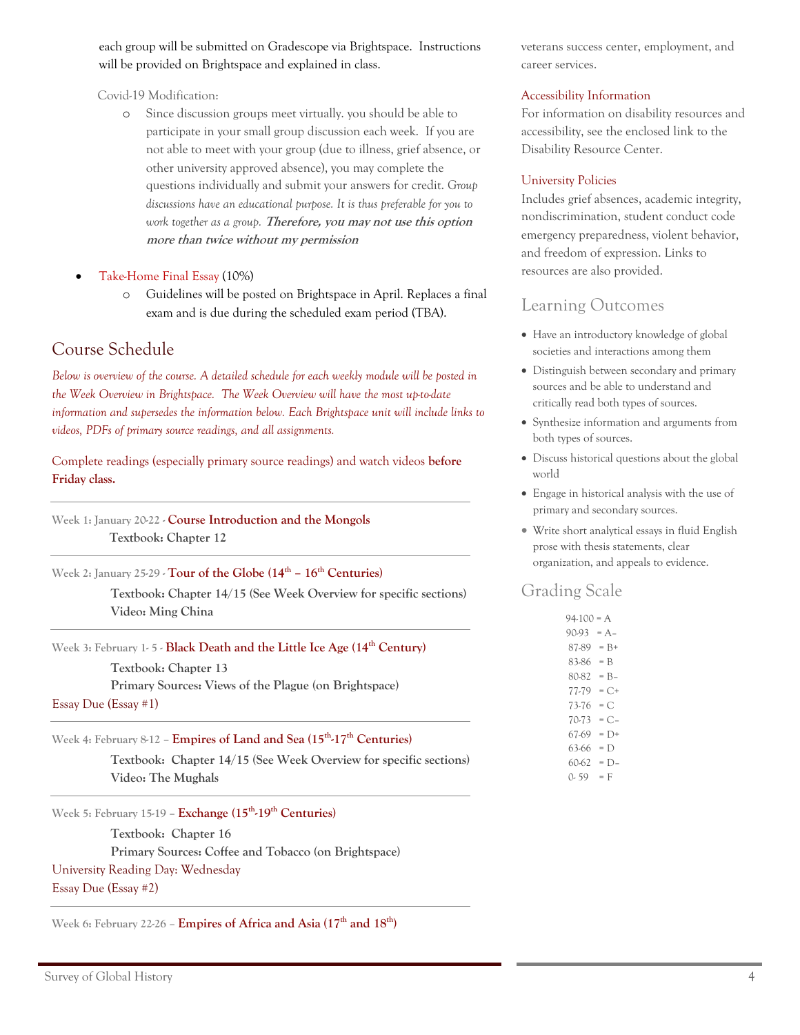each group will be submitted on Gradescope via Brightspace. Instructions will be provided on Brightspace and explained in class.

Covid-19 Modification:

- Since discussion groups meet virtually. you should be able to participate in your small group discussion each week. If you are not able to meet with your group (due to illness, grief absence, or other university approved absence), you may complete the questions individually and submit your answers for credit. *Group discussions have an educational purpose. It is thus preferable for you to work together as a group.* ***Therefore, you may not use this option more than twice without my permission***

- Take-Home Final Essay (10%)
  - Guidelines will be posted on Brightspace in April. Replaces a final exam and is due during the scheduled exam period (TBA).

## Course Schedule

*Below is overview of the course. A detailed schedule for each weekly module will be posted in the Week Overview in Brightspace. The Week Overview will have the most up-to-date information and supersedes the information below. Each Brightspace unit will include links to videos, PDFs of primary source readings, and all assignments.*

Complete readings (especially primary source readings) and watch videos **before Friday class.**

---

Week 1: January 20-22 - **Course Introduction and the Mongols**

**Textbook: Chapter 12**

---

Week 2: January 25-29 - **Tour of the Globe (14th – 16th Centuries)**

**Textbook: Chapter 14/15 (See Week Overview for specific sections)**
**Video: Ming China**

---

Week 3: February 1- 5 - **Black Death and the Little Ice Age (14th Century)**

**Textbook: Chapter 13**
**Primary Sources: Views of the Plague (on Brightspace)**

Essay Due (Essay #1)

---

Week 4: February 8-12 – **Empires of Land and Sea (15th-17th Centuries)**

**Textbook: Chapter 14/15 (See Week Overview for specific sections)**
**Video: The Mughals**

---

Week 5: February 15-19 – **Exchange (15th-19th Centuries)**

**Textbook: Chapter 16**
**Primary Sources: Coffee and Tobacco (on Brightspace)**

University Reading Day: Wednesday
Essay Due (Essay #2)

---

Week 6: February 22-26 – **Empires of Africa and Asia (17th and 18th)**

veterans success center, employment, and career services.

**Accessibility Information**

For information on disability resources and accessibility, see the enclosed link to the Disability Resource Center.

**University Policies**

Includes grief absences, academic integrity, nondiscrimination, student conduct code emergency preparedness, violent behavior, and freedom of expression. Links to resources are also provided.

## Learning Outcomes

- Have an introductory knowledge of global societies and interactions among them
- Distinguish between secondary and primary sources and be able to understand and critically read both types of sources.
- Synthesize information and arguments from both types of sources.
- Discuss historical questions about the global world
- Engage in historical analysis with the use of primary and secondary sources.
- Write short analytical essays in fluid English prose with thesis statements, clear organization, and appeals to evidence.

## Grading Scale

94-100 = A
90-93 = A–
87-89 = B+
83-86 = B
80-82 = B–
77-79 = C+
73-76 = C
70-73 = C–
67-69 = D+
63-66 = D
60-62 = D–
0- 59 = F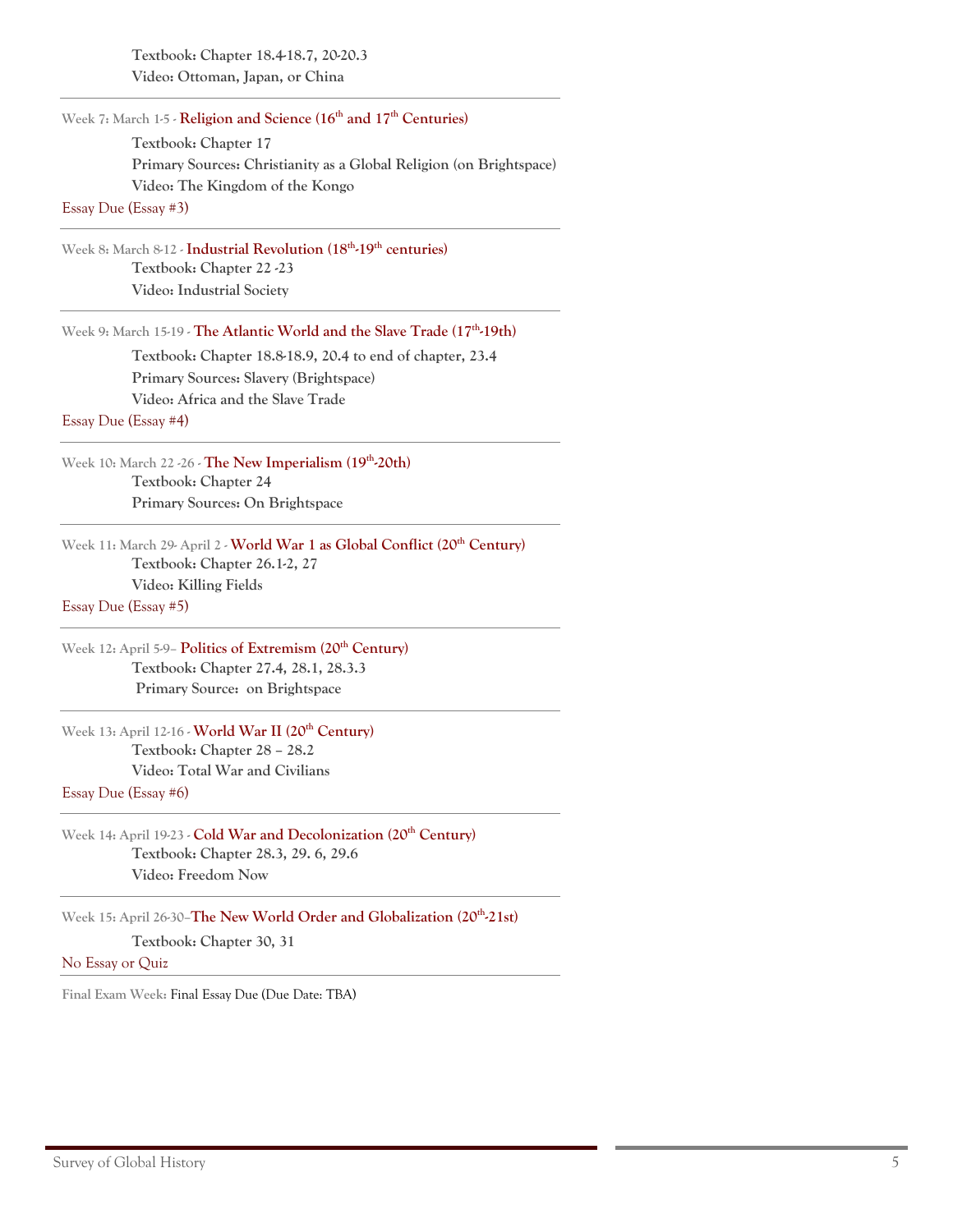**Textbook: Chapter 18.4-18.7, 20-20.3**
**Video: Ottoman, Japan, or China**

---

Week 7: March 1-5 - **Religion and Science (16th and 17th Centuries)**

**Textbook: Chapter 17**
**Primary Sources: Christianity as a Global Religion (on Brightspace)**
**Video: The Kingdom of the Kongo**

Essay Due (Essay #3)

---

Week 8: March 8-12 - **Industrial Revolution (18th-19th centuries)**

**Textbook: Chapter 22 -23**
**Video: Industrial Society**

---

Week 9: March 15-19 - **The Atlantic World and the Slave Trade (17th-19th)**

**Textbook: Chapter 18.8-18.9, 20.4 to end of chapter, 23.4**
**Primary Sources: Slavery (Brightspace)**
**Video: Africa and the Slave Trade**

Essay Due (Essay #4)

---

Week 10: March 22 -26 - **The New Imperialism (19th-20th)**

**Textbook: Chapter 24**
**Primary Sources: On Brightspace**

---

Week 11: March 29- April 2 - **World War 1 as Global Conflict (20th Century)**

**Textbook: Chapter 26.1-2, 27**
**Video: Killing Fields**

Essay Due (Essay #5)

---

Week 12: April 5-9– **Politics of Extremism (20th Century)**

**Textbook: Chapter 27.4, 28.1, 28.3.3**
**Primary Source: on Brightspace**

---

Week 13: April 12-16 - **World War II (20th Century)**

**Textbook: Chapter 28 – 28.2**
**Video: Total War and Civilians**

Essay Due (Essay #6)

---

Week 14: April 19-23 - **Cold War and Decolonization (20th Century)**

**Textbook: Chapter 28.3, 29. 6, 29.6**
**Video: Freedom Now**

---

Week 15: April 26-30–**The New World Order and Globalization (20th-21st)**

**Textbook: Chapter 30, 31**

No Essay or Quiz

---

Final Exam Week: Final Essay Due (Due Date: TBA)